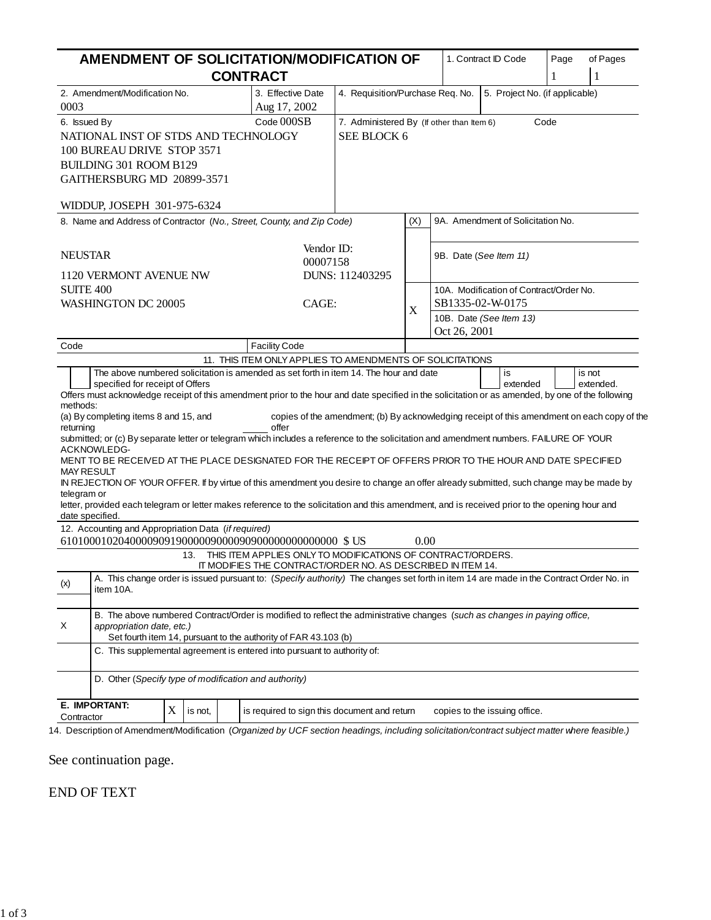# AMENDMENT OF SOLICITATION/MODIFICATION OF CONTRACT

| | | | |
|---|---|---|---|
| 1. Contract ID Code | | Page 1 | of Pages 1 |

| | | | |
|---|---|---|---|
| 2. Amendment/Modification No. 0003 | 3. Effective Date Aug 17, 2002 | 4. Requisition/Purchase Req. No. | 5. Project No. (if applicable) |

| | |
|---|---|
| 6. Issued By Code 000SB<br>NATIONAL INST OF STDS AND TECHNOLOGY<br>100 BUREAU DRIVE STOP 3571<br>BUILDING 301 ROOM B129<br>GAITHERSBURG MD 20899-3571<br><br>WIDDUP, JOSEPH 301-975-6324 | 7. Administered By (If other than Item 6) Code<br>SEE BLOCK 6 |

| | | |
|---|---|---|
| 8. Name and Address of Contractor (*No., Street, County, and Zip Code*)<br><br>NEUSTAR<br>1120 VERMONT AVENUE NW<br>SUITE 400<br>WASHINGTON DC 20005<br><br>Vendor ID: 00007158<br>DUNS: 112403295<br>CAGE: | (X) | 9A. Amendment of Solicitation No. |
| | | 9B. Date (*See Item 11*) |
| | X | 10A. Modification of Contract/Order No. SB1335-02-W-0175 |
| | | 10B. Date (*See Item 13*) Oct 26, 2001 |
| Code | Facility Code | |

**11. THIS ITEM ONLY APPLIES TO AMENDMENTS OF SOLICITATIONS**

☐ The above numbered solicitation is amended as set forth in item 14. The hour and date specified for receipt of Offers ☐ is extended ☐ is not extended.

Offers must acknowledge receipt of this amendment prior to the hour and date specified in the solicitation or as amended, by one of the following methods:
(a) By completing items 8 and 15, and returning ____ copies of the amendment; (b) By acknowledging receipt of this amendment on each copy of the offer submitted; or (c) By separate letter or telegram which includes a reference to the solicitation and amendment numbers. FAILURE OF YOUR ACKNOWLEDGMENT TO BE RECEIVED AT THE PLACE DESIGNATED FOR THE RECEIPT OF OFFERS PRIOR TO THE HOUR AND DATE SPECIFIED MAY RESULT IN REJECTION OF YOUR OFFER. If by virtue of this amendment you desire to change an offer already submitted, such change may be made by telegram or letter, provided each telegram or letter makes reference to the solicitation and this amendment, and is received prior to the opening hour and date specified.

12. Accounting and Appropriation Data (*if required*)
610100010204000090919000009000090900000000000000 $ US 0.00

**13. THIS ITEM APPLIES ONLY TO MODIFICATIONS OF CONTRACT/ORDERS. IT MODIFIES THE CONTRACT/ORDER NO. AS DESCRIBED IN ITEM 14.**

| (x) | |
|---|---|
| | A. This change order is issued pursuant to: (*Specify authority*) The changes set forth in item 14 are made in the Contract Order No. in item 10A. |
| X | B. The above numbered Contract/Order is modified to reflect the administrative changes (*such as changes in paying office, appropriation date, etc.*) Set fourth item 14, pursuant to the authority of FAR 43.103 (b) |
| | C. This supplemental agreement is entered into pursuant to authority of: |
| | D. Other (*Specify type of modification and authority*) |

**E. IMPORTANT:** Contractor [X] is not, [ ] is required to sign this document and return copies to the issuing office.

14. Description of Amendment/Modification (*Organized by UCF section headings, including solicitation/contract subject matter where feasible.*)

See continuation page.

END OF TEXT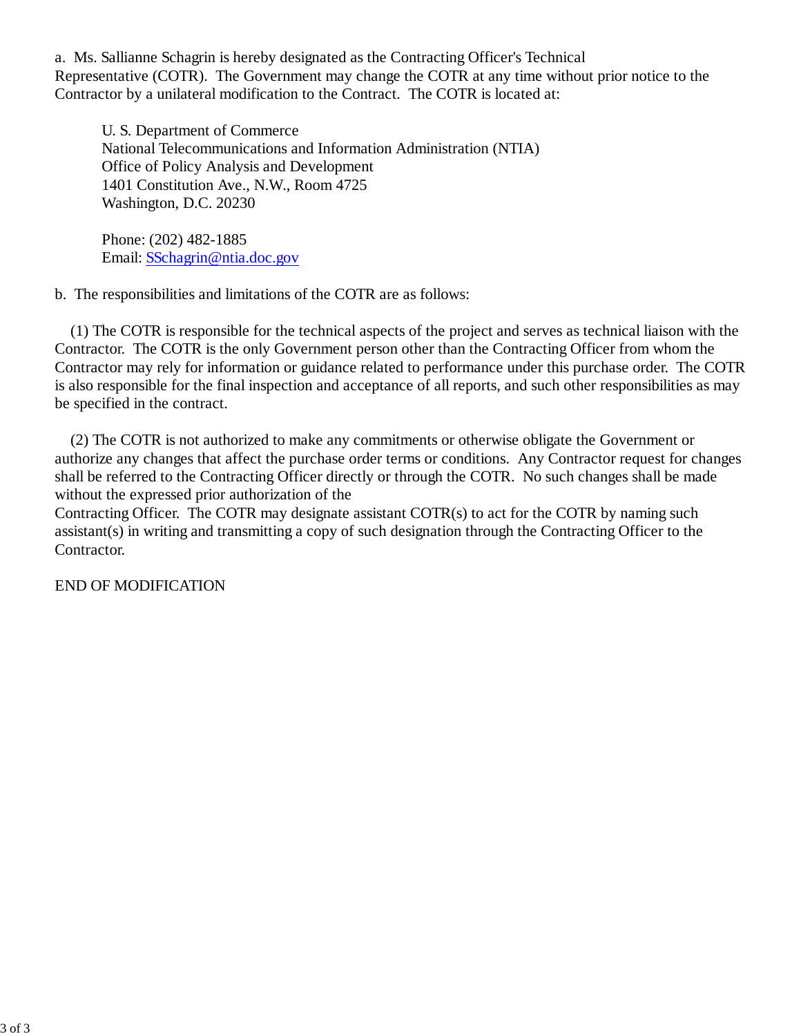a.  Ms. Sallianne Schagrin is hereby designated as the Contracting Officer's Technical Representative (COTR).  The Government may change the COTR at any time without prior notice to the Contractor by a unilateral modification to the Contract.  The COTR is located at:

> U. S. Department of Commerce  
> National Telecommunications and Information Administration (NTIA)  
> Office of Policy Analysis and Development  
> 1401 Constitution Ave., N.W., Room 4725  
> Washington, D.C. 20230
>
> Phone: (202) 482-1885  
> Email: SSchagrin@ntia.doc.gov

b.  The responsibilities and limitations of the COTR are as follows:

(1) The COTR is responsible for the technical aspects of the project and serves as technical liaison with the Contractor.  The COTR is the only Government person other than the Contracting Officer from whom the Contractor may rely for information or guidance related to performance under this purchase order.  The COTR is also responsible for the final inspection and acceptance of all reports, and such other responsibilities as may be specified in the contract.

(2) The COTR is not authorized to make any commitments or otherwise obligate the Government or authorize any changes that affect the purchase order terms or conditions.  Any Contractor request for changes shall be referred to the Contracting Officer directly or through the COTR.  No such changes shall be made without the expressed prior authorization of the Contracting Officer.  The COTR may designate assistant COTR(s) to act for the COTR by naming such assistant(s) in writing and transmitting a copy of such designation through the Contracting Officer to the Contractor.

END OF MODIFICATION